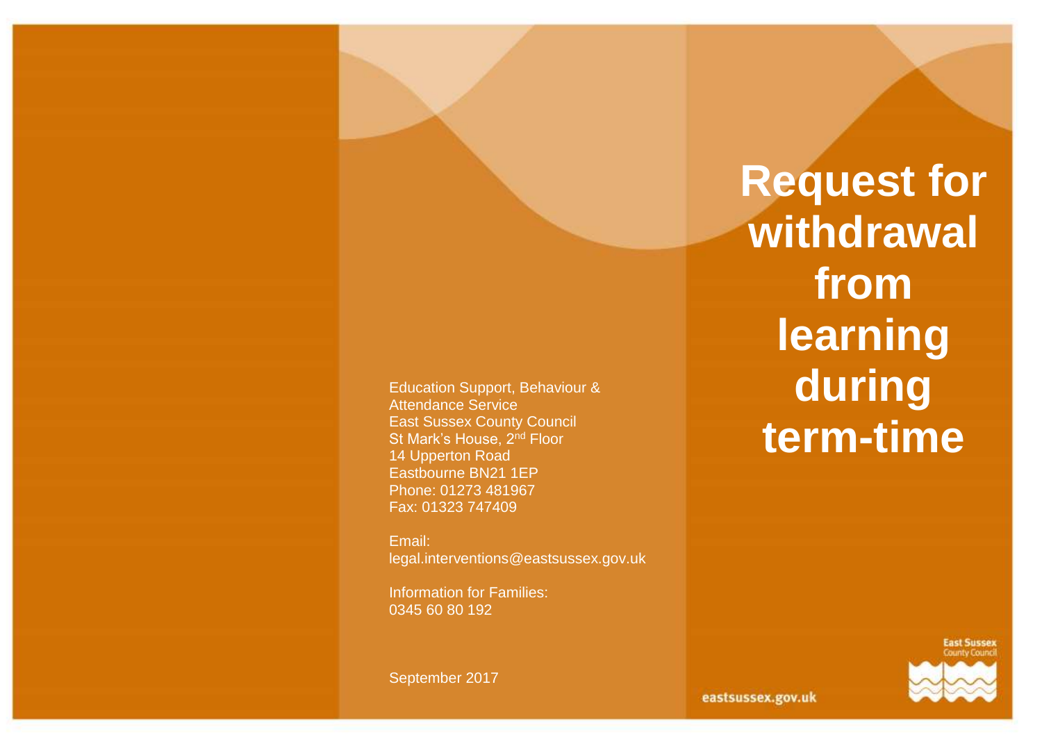Education Support, Behaviour & Attendance Service
East Sussex County Council
St Mark's House, 2nd Floor
14 Upperton Road
Eastbourne BN21 1EP
Phone: 01273 481967
Fax: 01323 747409

Email:
legal.interventions@eastsussex.gov.uk

Information for Families:
0345 60 80 192

September 2017

# Request for withdrawal from learning during term-time

East Sussex County Council

eastsussex.gov.uk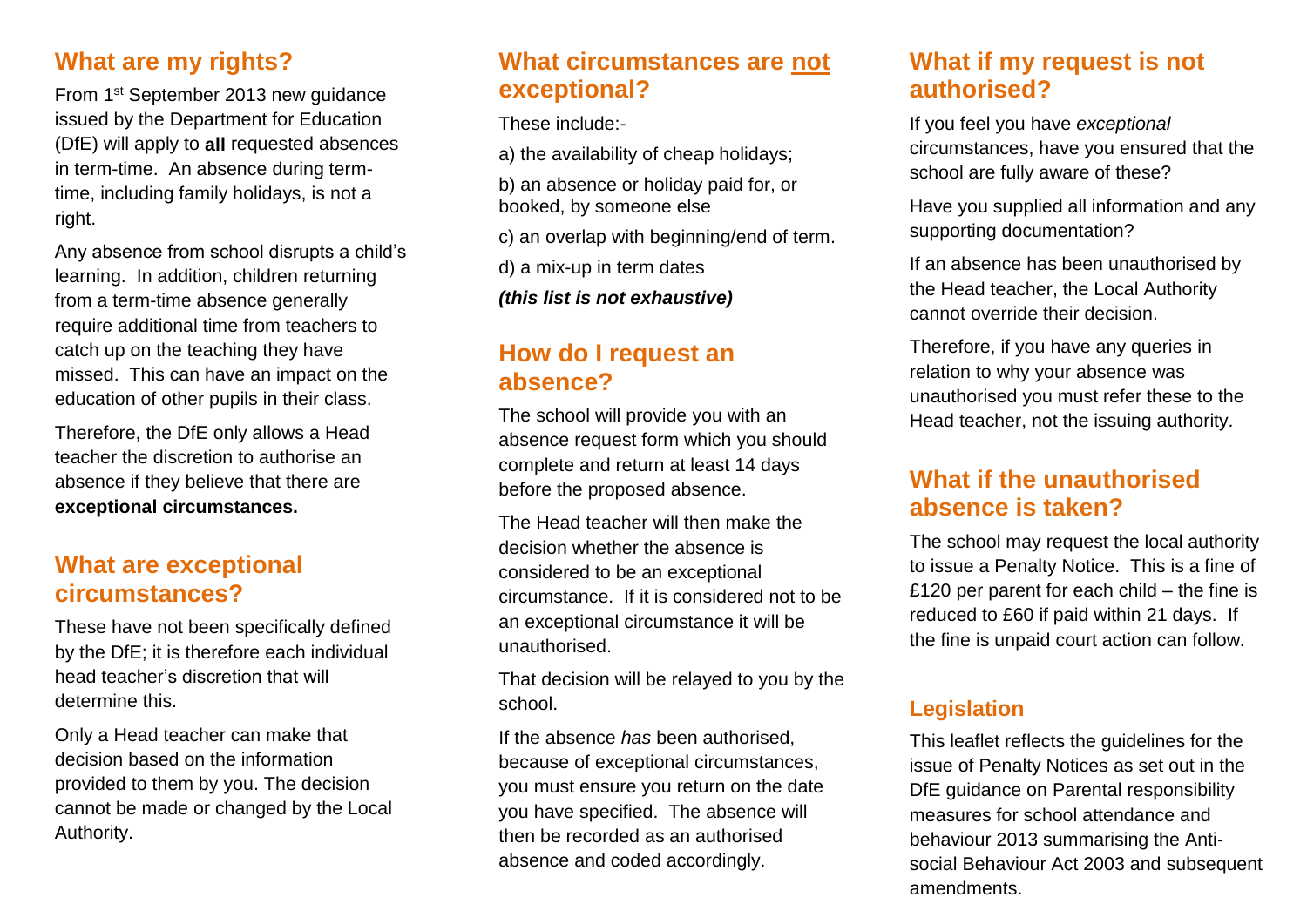## What are my rights?

From 1st September 2013 new guidance issued by the Department for Education (DfE) will apply to **all** requested absences in term-time. An absence during term-time, including family holidays, is not a right.

Any absence from school disrupts a child's learning. In addition, children returning from a term-time absence generally require additional time from teachers to catch up on the teaching they have missed. This can have an impact on the education of other pupils in their class.

Therefore, the DfE only allows a Head teacher the discretion to authorise an absence if they believe that there are **exceptional circumstances.**

## What are exceptional circumstances?

These have not been specifically defined by the DfE; it is therefore each individual head teacher's discretion that will determine this.

Only a Head teacher can make that decision based on the information provided to them by you. The decision cannot be made or changed by the Local Authority.

## What circumstances are <u>not</u> exceptional?

These include:-

a) the availability of cheap holidays;

b) an absence or holiday paid for, or booked, by someone else

c) an overlap with beginning/end of term.

d) a mix-up in term dates

***(this list is not exhaustive)***

## How do I request an absence?

The school will provide you with an absence request form which you should complete and return at least 14 days before the proposed absence.

The Head teacher will then make the decision whether the absence is considered to be an exceptional circumstance. If it is considered not to be an exceptional circumstance it will be unauthorised.

That decision will be relayed to you by the school.

If the absence *has* been authorised, because of exceptional circumstances, you must ensure you return on the date you have specified. The absence will then be recorded as an authorised absence and coded accordingly.

## What if my request is not authorised?

If you feel you have *exceptional* circumstances, have you ensured that the school are fully aware of these?

Have you supplied all information and any supporting documentation?

If an absence has been unauthorised by the Head teacher, the Local Authority cannot override their decision.

Therefore, if you have any queries in relation to why your absence was unauthorised you must refer these to the Head teacher, not the issuing authority.

## What if the unauthorised absence is taken?

The school may request the local authority to issue a Penalty Notice. This is a fine of £120 per parent for each child – the fine is reduced to £60 if paid within 21 days. If the fine is unpaid court action can follow.

### Legislation

This leaflet reflects the guidelines for the issue of Penalty Notices as set out in the DfE guidance on Parental responsibility measures for school attendance and behaviour 2013 summarising the Anti-social Behaviour Act 2003 and subsequent amendments.